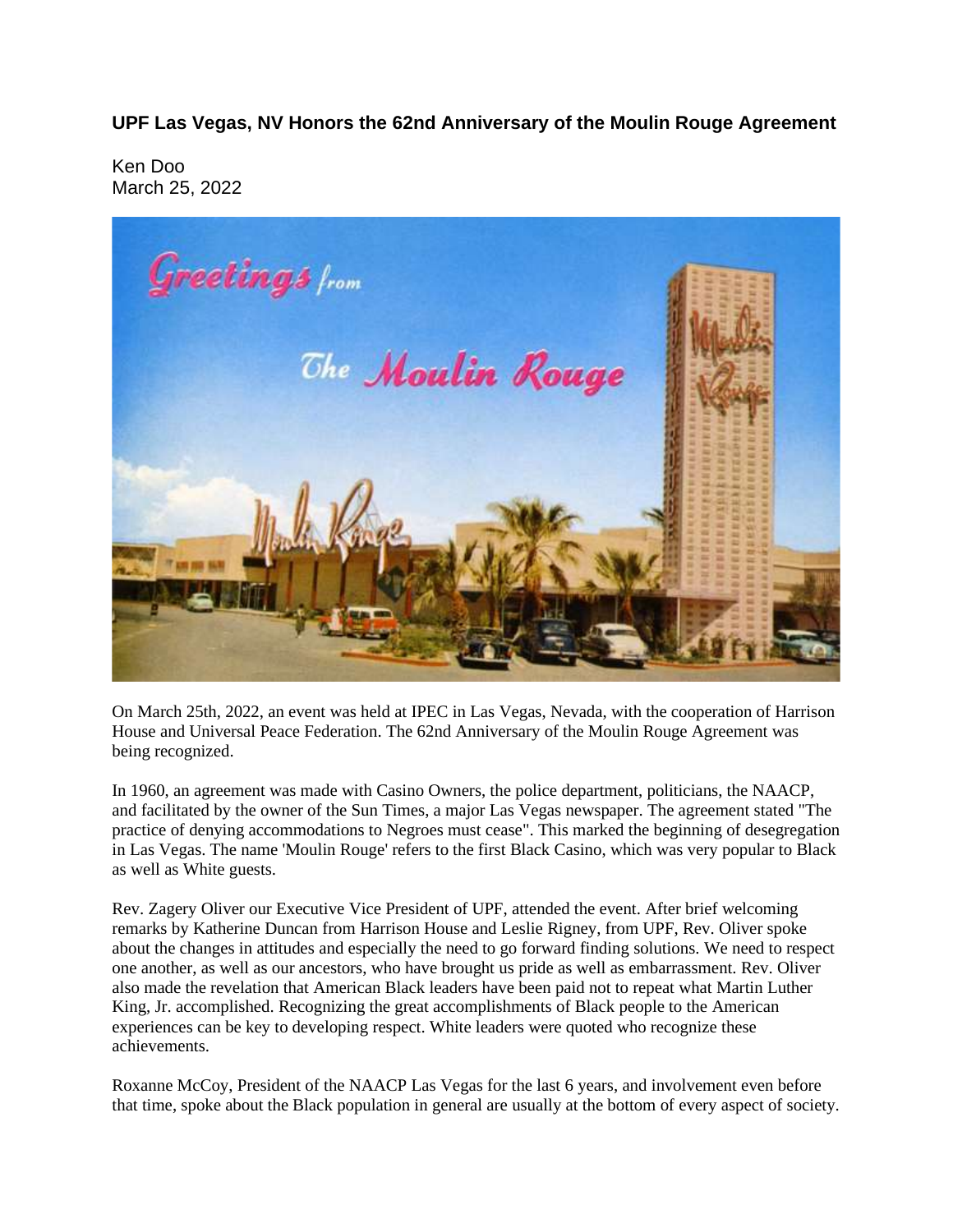**UPF Las Vegas, NV Honors the 62nd Anniversary of the Moulin Rouge Agreement**

Ken Doo
March 25, 2022

On March 25th, 2022, an event was held at IPEC in Las Vegas, Nevada, with the cooperation of Harrison House and Universal Peace Federation. The 62nd Anniversary of the Moulin Rouge Agreement was being recognized.

In 1960, an agreement was made with Casino Owners, the police department, politicians, the NAACP, and facilitated by the owner of the Sun Times, a major Las Vegas newspaper. The agreement stated "The practice of denying accommodations to Negroes must cease". This marked the beginning of desegregation in Las Vegas. The name 'Moulin Rouge' refers to the first Black Casino, which was very popular to Black as well as White guests.

Rev. Zagery Oliver our Executive Vice President of UPF, attended the event. After brief welcoming remarks by Katherine Duncan from Harrison House and Leslie Rigney, from UPF, Rev. Oliver spoke about the changes in attitudes and especially the need to go forward finding solutions. We need to respect one another, as well as our ancestors, who have brought us pride as well as embarrassment. Rev. Oliver also made the revelation that American Black leaders have been paid not to repeat what Martin Luther King, Jr. accomplished. Recognizing the great accomplishments of Black people to the American experiences can be key to developing respect. White leaders were quoted who recognize these achievements.

Roxanne McCoy, President of the NAACP Las Vegas for the last 6 years, and involvement even before that time, spoke about the Black population in general are usually at the bottom of every aspect of society.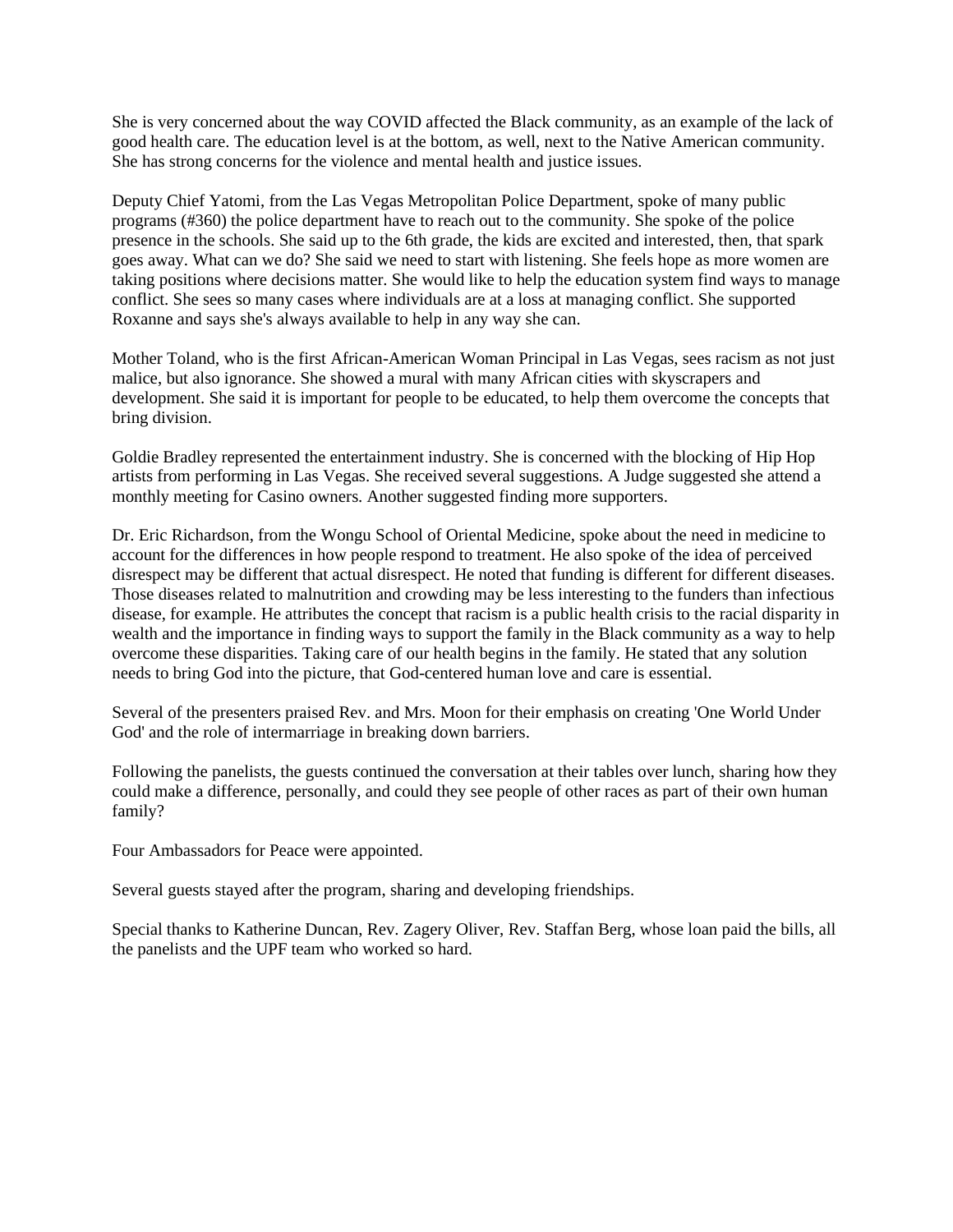She is very concerned about the way COVID affected the Black community, as an example of the lack of good health care. The education level is at the bottom, as well, next to the Native American community. She has strong concerns for the violence and mental health and justice issues.

Deputy Chief Yatomi, from the Las Vegas Metropolitan Police Department, spoke of many public programs (#360) the police department have to reach out to the community. She spoke of the police presence in the schools. She said up to the 6th grade, the kids are excited and interested, then, that spark goes away. What can we do? She said we need to start with listening. She feels hope as more women are taking positions where decisions matter. She would like to help the education system find ways to manage conflict. She sees so many cases where individuals are at a loss at managing conflict. She supported Roxanne and says she's always available to help in any way she can.

Mother Toland, who is the first African-American Woman Principal in Las Vegas, sees racism as not just malice, but also ignorance. She showed a mural with many African cities with skyscrapers and development. She said it is important for people to be educated, to help them overcome the concepts that bring division.

Goldie Bradley represented the entertainment industry. She is concerned with the blocking of Hip Hop artists from performing in Las Vegas. She received several suggestions. A Judge suggested she attend a monthly meeting for Casino owners. Another suggested finding more supporters.

Dr. Eric Richardson, from the Wongu School of Oriental Medicine, spoke about the need in medicine to account for the differences in how people respond to treatment. He also spoke of the idea of perceived disrespect may be different that actual disrespect. He noted that funding is different for different diseases. Those diseases related to malnutrition and crowding may be less interesting to the funders than infectious disease, for example. He attributes the concept that racism is a public health crisis to the racial disparity in wealth and the importance in finding ways to support the family in the Black community as a way to help overcome these disparities. Taking care of our health begins in the family. He stated that any solution needs to bring God into the picture, that God-centered human love and care is essential.

Several of the presenters praised Rev. and Mrs. Moon for their emphasis on creating 'One World Under God' and the role of intermarriage in breaking down barriers.

Following the panelists, the guests continued the conversation at their tables over lunch, sharing how they could make a difference, personally, and could they see people of other races as part of their own human family?

Four Ambassadors for Peace were appointed.

Several guests stayed after the program, sharing and developing friendships.

Special thanks to Katherine Duncan, Rev. Zagery Oliver, Rev. Staffan Berg, whose loan paid the bills, all the panelists and the UPF team who worked so hard.